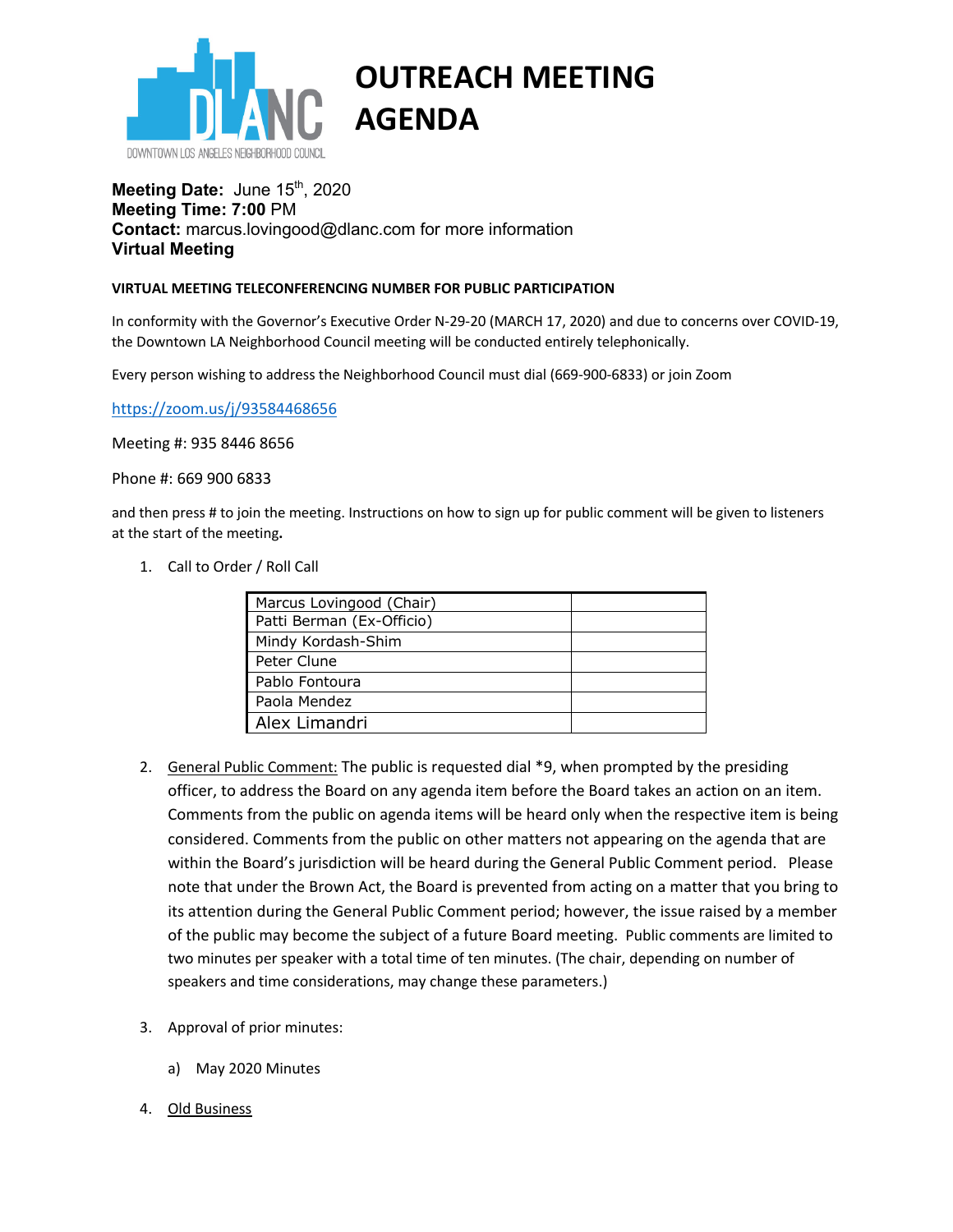DLANC
DOWNTOWN LOS ANGELES NEIGHBORHOOD COUNCIL

# OUTREACH MEETING AGENDA

**Meeting Date:** June 15th, 2020
**Meeting Time: 7:00** PM
**Contact:** marcus.lovingood@dlanc.com for more information
**Virtual Meeting**

**VIRTUAL MEETING TELECONFERENCING NUMBER FOR PUBLIC PARTICIPATION**

In conformity with the Governor's Executive Order N-29-20 (MARCH 17, 2020) and due to concerns over COVID-19, the Downtown LA Neighborhood Council meeting will be conducted entirely telephonically.

Every person wishing to address the Neighborhood Council must dial (669-900-6833) or join Zoom

https://zoom.us/j/93584468656

Meeting #: 935 8446 8656

Phone #: 669 900 6833

and then press # to join the meeting. Instructions on how to sign up for public comment will be given to listeners at the start of the meeting**.**

1. Call to Order / Roll Call

| | |
|---|---|
| Marcus Lovingood (Chair) | |
| Patti Berman (Ex-Officio) | |
| Mindy Kordash-Shim | |
| Peter Clune | |
| Pablo Fontoura | |
| Paola Mendez | |
| Alex Limandri | |

2. General Public Comment: The public is requested dial *9, when prompted by the presiding officer, to address the Board on any agenda item before the Board takes an action on an item. Comments from the public on agenda items will be heard only when the respective item is being considered. Comments from the public on other matters not appearing on the agenda that are within the Board's jurisdiction will be heard during the General Public Comment period. Please note that under the Brown Act, the Board is prevented from acting on a matter that you bring to its attention during the General Public Comment period; however, the issue raised by a member of the public may become the subject of a future Board meeting. Public comments are limited to two minutes per speaker with a total time of ten minutes. (The chair, depending on number of speakers and time considerations, may change these parameters.)

3. Approval of prior minutes:

   a) May 2020 Minutes

4. Old Business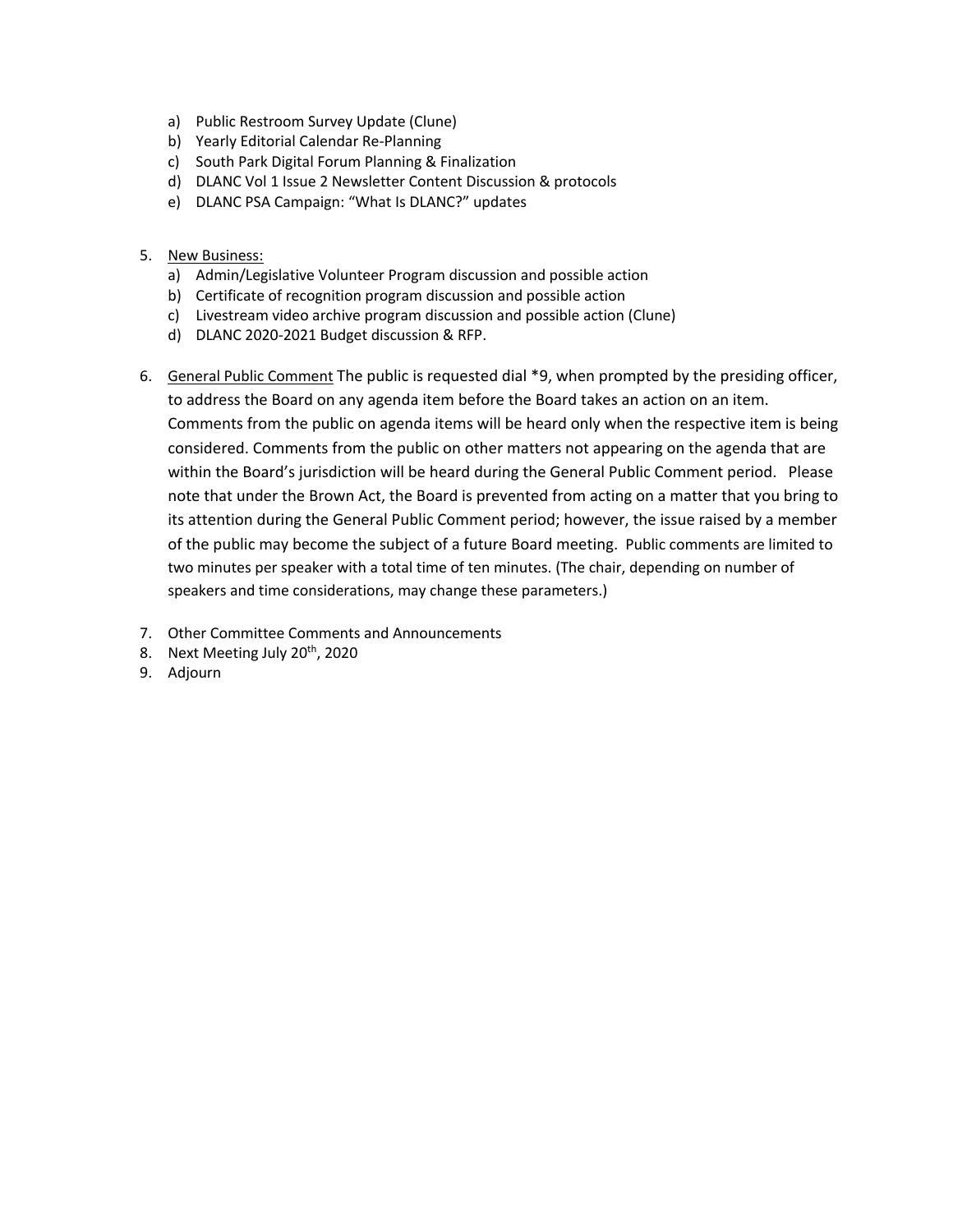a) Public Restroom Survey Update (Clune)
   b) Yearly Editorial Calendar Re-Planning
   c) South Park Digital Forum Planning & Finalization
   d) DLANC Vol 1 Issue 2 Newsletter Content Discussion & protocols
   e) DLANC PSA Campaign: "What Is DLANC?" updates

5. New Business:
   a) Admin/Legislative Volunteer Program discussion and possible action
   b) Certificate of recognition program discussion and possible action
   c) Livestream video archive program discussion and possible action (Clune)
   d) DLANC 2020-2021 Budget discussion & RFP.

6. General Public Comment The public is requested dial *9, when prompted by the presiding officer, to address the Board on any agenda item before the Board takes an action on an item. Comments from the public on agenda items will be heard only when the respective item is being considered. Comments from the public on other matters not appearing on the agenda that are within the Board's jurisdiction will be heard during the General Public Comment period. Please note that under the Brown Act, the Board is prevented from acting on a matter that you bring to its attention during the General Public Comment period; however, the issue raised by a member of the public may become the subject of a future Board meeting. Public comments are limited to two minutes per speaker with a total time of ten minutes. (The chair, depending on number of speakers and time considerations, may change these parameters.)

7. Other Committee Comments and Announcements
8. Next Meeting July 20th, 2020
9. Adjourn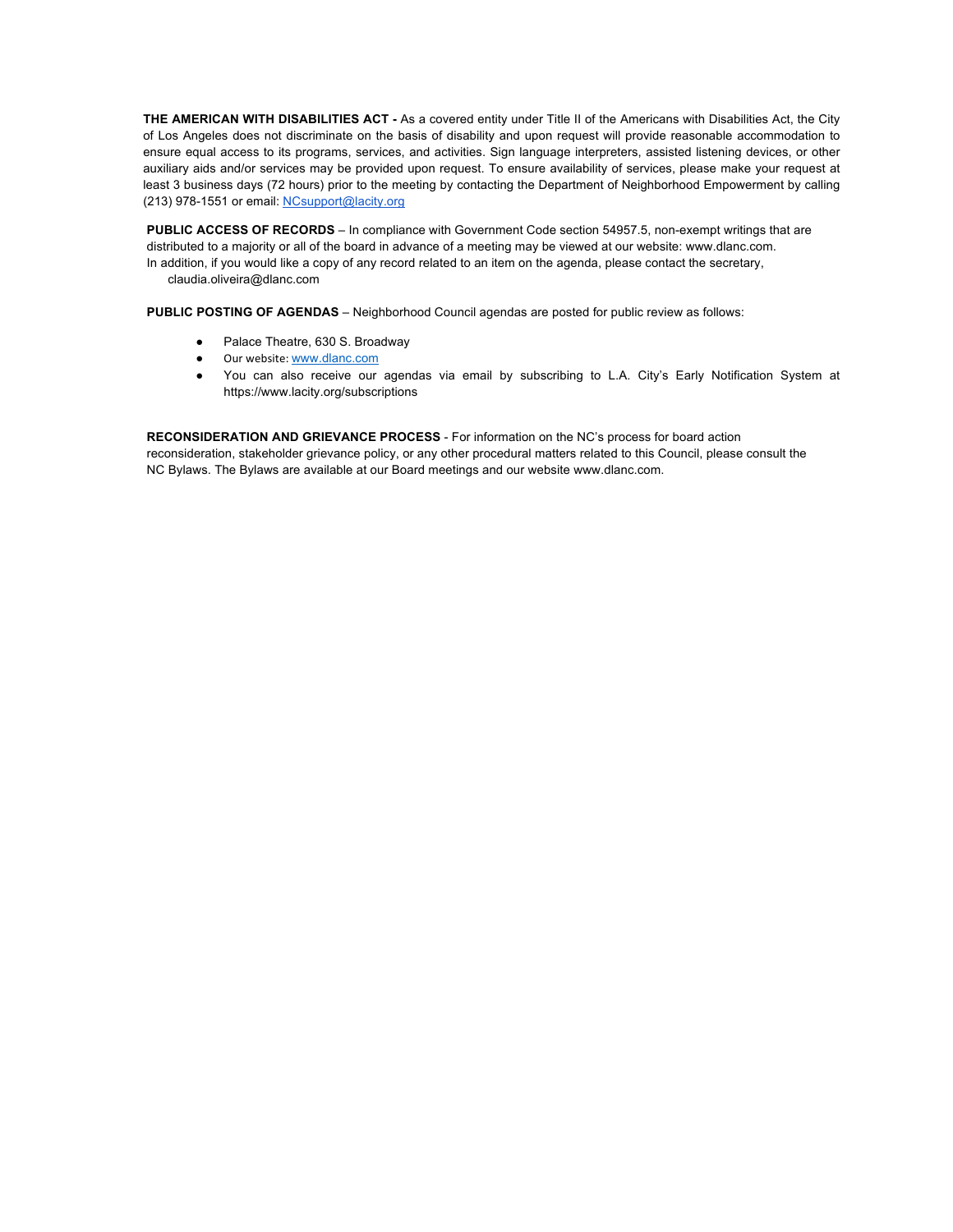**THE AMERICAN WITH DISABILITIES ACT -** As a covered entity under Title II of the Americans with Disabilities Act, the City of Los Angeles does not discriminate on the basis of disability and upon request will provide reasonable accommodation to ensure equal access to its programs, services, and activities. Sign language interpreters, assisted listening devices, or other auxiliary aids and/or services may be provided upon request. To ensure availability of services, please make your request at least 3 business days (72 hours) prior to the meeting by contacting the Department of Neighborhood Empowerment by calling (213) 978-1551 or email: NCsupport@lacity.org

**PUBLIC ACCESS OF RECORDS** – In compliance with Government Code section 54957.5, non-exempt writings that are distributed to a majority or all of the board in advance of a meeting may be viewed at our website: www.dlanc.com. In addition, if you would like a copy of any record related to an item on the agenda, please contact the secretary, claudia.oliveira@dlanc.com

**PUBLIC POSTING OF AGENDAS** – Neighborhood Council agendas are posted for public review as follows:

- Palace Theatre, 630 S. Broadway
- Our website: www.dlanc.com
- You can also receive our agendas via email by subscribing to L.A. City's Early Notification System at https://www.lacity.org/subscriptions

**RECONSIDERATION AND GRIEVANCE PROCESS** - For information on the NC's process for board action reconsideration, stakeholder grievance policy, or any other procedural matters related to this Council, please consult the NC Bylaws. The Bylaws are available at our Board meetings and our website www.dlanc.com.